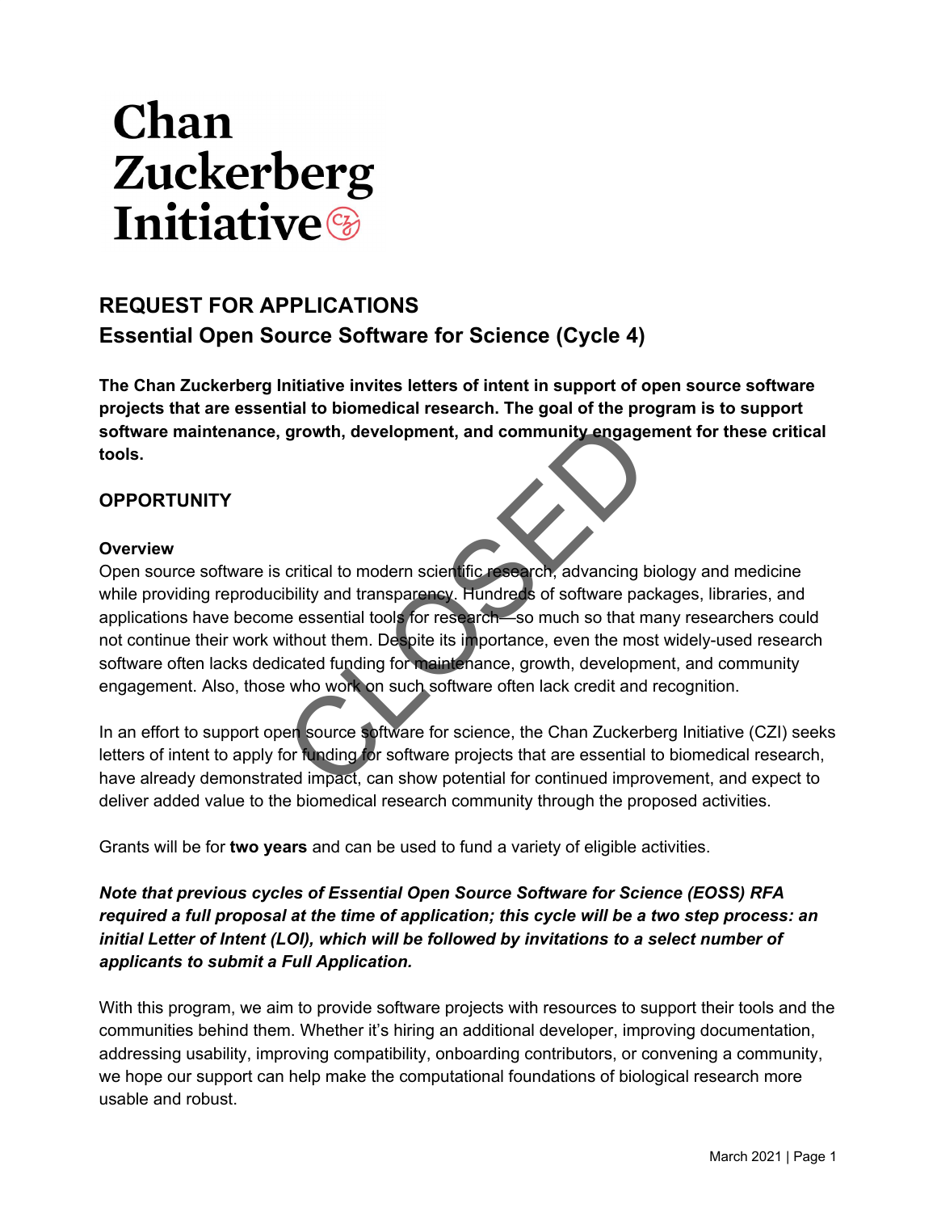# Chan Zuckerberg Initiative

## REQUEST FOR APPLICATIONS
## Essential Open Source Software for Science (Cycle 4)

**The Chan Zuckerberg Initiative invites letters of intent in support of open source software projects that are essential to biomedical research. The goal of the program is to support software maintenance, growth, development, and community engagement for these critical tools.**

CLOSED

### OPPORTUNITY

#### Overview

Open source software is critical to modern scientific research, advancing biology and medicine while providing reproducibility and transparency. Hundreds of software packages, libraries, and applications have become essential tools for research—so much so that many researchers could not continue their work without them. Despite its importance, even the most widely-used research software often lacks dedicated funding for maintenance, growth, development, and community engagement. Also, those who work on such software often lack credit and recognition.

In an effort to support open source software for science, the Chan Zuckerberg Initiative (CZI) seeks letters of intent to apply for funding for software projects that are essential to biomedical research, have already demonstrated impact, can show potential for continued improvement, and expect to deliver added value to the biomedical research community through the proposed activities.

Grants will be for **two years** and can be used to fund a variety of eligible activities.

***Note that previous cycles of Essential Open Source Software for Science (EOSS) RFA required a full proposal at the time of application; this cycle will be a two step process: an initial Letter of Intent (LOI), which will be followed by invitations to a select number of applicants to submit a Full Application.***

With this program, we aim to provide software projects with resources to support their tools and the communities behind them. Whether it's hiring an additional developer, improving documentation, addressing usability, improving compatibility, onboarding contributors, or convening a community, we hope our support can help make the computational foundations of biological research more usable and robust.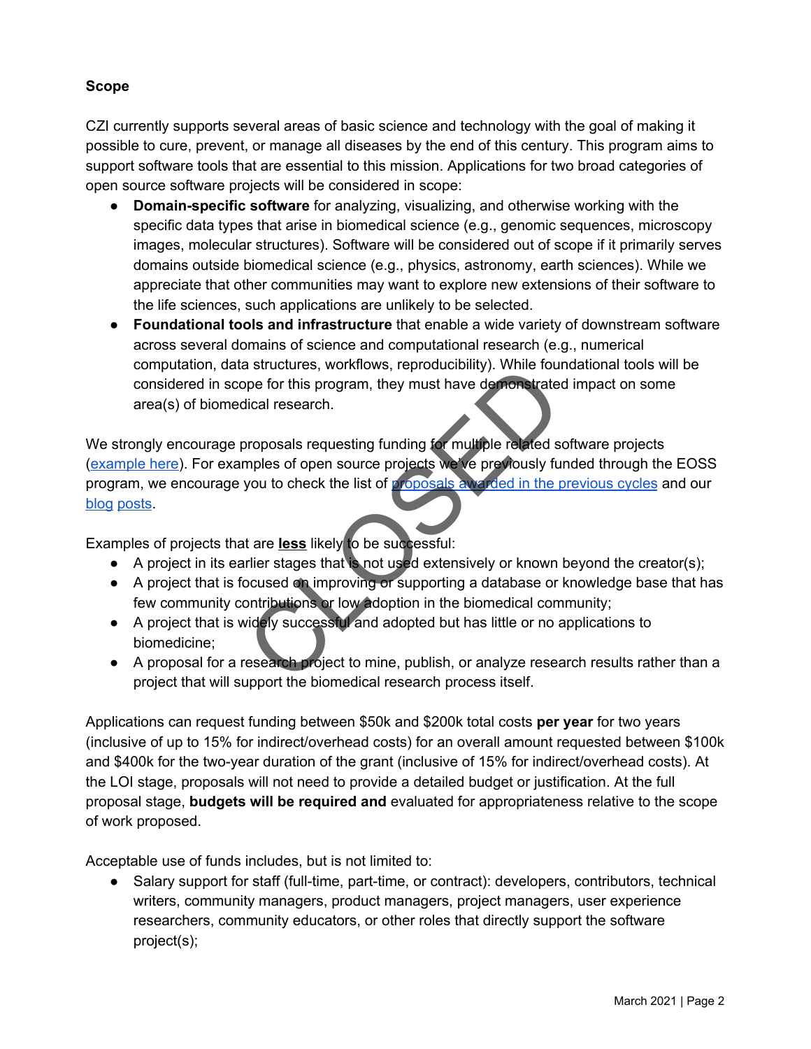**Scope**

CZI currently supports several areas of basic science and technology with the goal of making it possible to cure, prevent, or manage all diseases by the end of this century. This program aims to support software tools that are essential to this mission. Applications for two broad categories of open source software projects will be considered in scope:

- **Domain-specific software** for analyzing, visualizing, and otherwise working with the specific data types that arise in biomedical science (e.g., genomic sequences, microscopy images, molecular structures). Software will be considered out of scope if it primarily serves domains outside biomedical science (e.g., physics, astronomy, earth sciences). While we appreciate that other communities may want to explore new extensions of their software to the life sciences, such applications are unlikely to be selected.
- **Foundational tools and infrastructure** that enable a wide variety of downstream software across several domains of science and computational research (e.g., numerical computation, data structures, workflows, reproducibility). While foundational tools will be considered in scope for this program, they must have demonstrated impact on some area(s) of biomedical research.

We strongly encourage proposals requesting funding for multiple related software projects (example here). For examples of open source projects we've previously funded through the EOSS program, we encourage you to check the list of proposals awarded in the previous cycles and our blog posts.

Examples of projects that are **less** likely to be successful:

- A project in its earlier stages that is not used extensively or known beyond the creator(s);
- A project that is focused on improving or supporting a database or knowledge base that has few community contributions or low adoption in the biomedical community;
- A project that is widely successful and adopted but has little or no applications to biomedicine;
- A proposal for a research project to mine, publish, or analyze research results rather than a project that will support the biomedical research process itself.

Applications can request funding between $50k and $200k total costs **per year** for two years (inclusive of up to 15% for indirect/overhead costs) for an overall amount requested between $100k and $400k for the two-year duration of the grant (inclusive of 15% for indirect/overhead costs). At the LOI stage, proposals will not need to provide a detailed budget or justification. At the full proposal stage, **budgets will be required and** evaluated for appropriateness relative to the scope of work proposed.

Acceptable use of funds includes, but is not limited to:

- Salary support for staff (full-time, part-time, or contract): developers, contributors, technical writers, community managers, product managers, project managers, user experience researchers, community educators, or other roles that directly support the software project(s);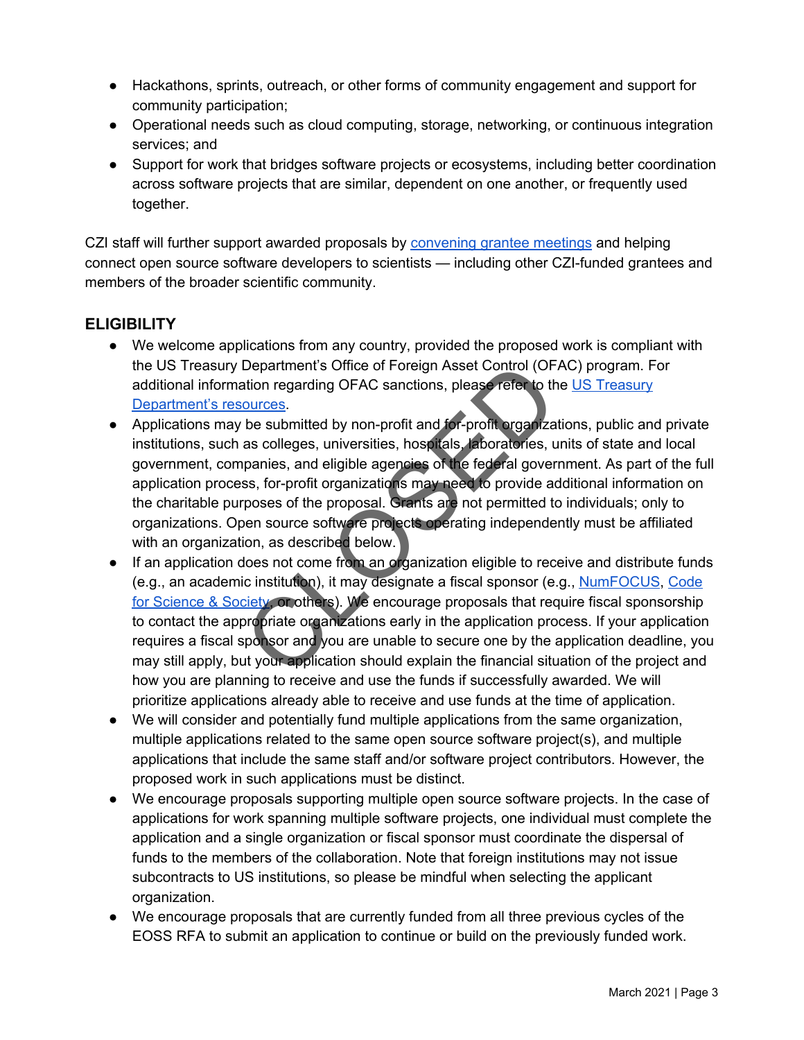- Hackathons, sprints, outreach, or other forms of community engagement and support for community participation;
- Operational needs such as cloud computing, storage, networking, or continuous integration services; and
- Support for work that bridges software projects or ecosystems, including better coordination across software projects that are similar, dependent on one another, or frequently used together.

CZI staff will further support awarded proposals by convening grantee meetings and helping connect open source software developers to scientists — including other CZI-funded grantees and members of the broader scientific community.

## ELIGIBILITY

- We welcome applications from any country, provided the proposed work is compliant with the US Treasury Department's Office of Foreign Asset Control (OFAC) program. For additional information regarding OFAC sanctions, please refer to the US Treasury Department's resources.
- Applications may be submitted by non-profit and for-profit organizations, public and private institutions, such as colleges, universities, hospitals, laboratories, units of state and local government, companies, and eligible agencies of the federal government. As part of the full application process, for-profit organizations may need to provide additional information on the charitable purposes of the proposal. Grants are not permitted to individuals; only to organizations. Open source software projects operating independently must be affiliated with an organization, as described below.
- If an application does not come from an organization eligible to receive and distribute funds (e.g., an academic institution), it may designate a fiscal sponsor (e.g., NumFOCUS, Code for Science & Society, or others). We encourage proposals that require fiscal sponsorship to contact the appropriate organizations early in the application process. If your application requires a fiscal sponsor and you are unable to secure one by the application deadline, you may still apply, but your application should explain the financial situation of the project and how you are planning to receive and use the funds if successfully awarded. We will prioritize applications already able to receive and use funds at the time of application.
- We will consider and potentially fund multiple applications from the same organization, multiple applications related to the same open source software project(s), and multiple applications that include the same staff and/or software project contributors. However, the proposed work in such applications must be distinct.
- We encourage proposals supporting multiple open source software projects. In the case of applications for work spanning multiple software projects, one individual must complete the application and a single organization or fiscal sponsor must coordinate the dispersal of funds to the members of the collaboration. Note that foreign institutions may not issue subcontracts to US institutions, so please be mindful when selecting the applicant organization.
- We encourage proposals that are currently funded from all three previous cycles of the EOSS RFA to submit an application to continue or build on the previously funded work.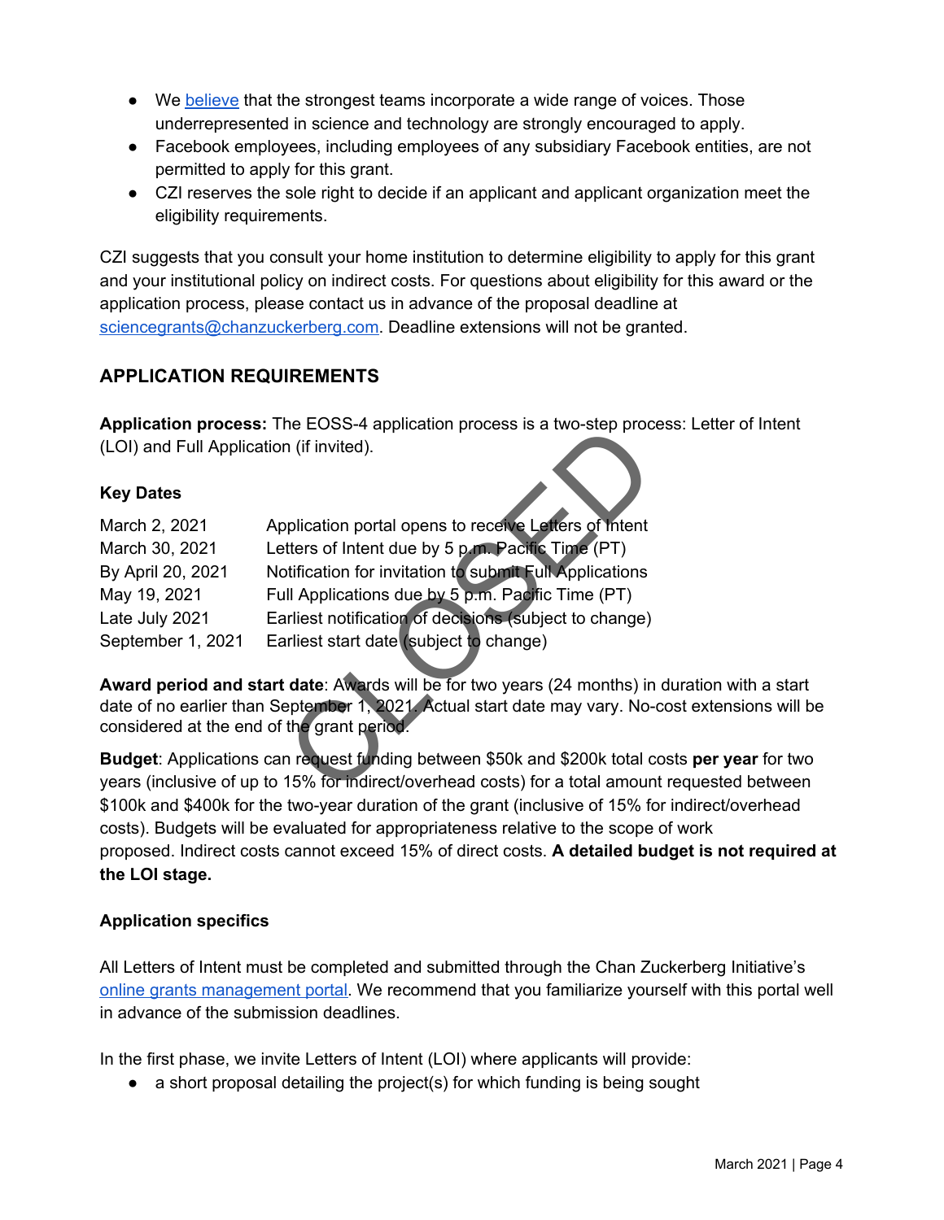- We [believe](#) that the strongest teams incorporate a wide range of voices. Those underrepresented in science and technology are strongly encouraged to apply.
- Facebook employees, including employees of any subsidiary Facebook entities, are not permitted to apply for this grant.
- CZI reserves the sole right to decide if an applicant and applicant organization meet the eligibility requirements.

CZI suggests that you consult your home institution to determine eligibility to apply for this grant and your institutional policy on indirect costs. For questions about eligibility for this award or the application process, please contact us in advance of the proposal deadline at sciencegrants@chanzuckerberg.com. Deadline extensions will not be granted.

## APPLICATION REQUIREMENTS

**Application process:** The EOSS-4 application process is a two-step process: Letter of Intent (LOI) and Full Application (if invited).

### Key Dates

| | |
|---|---|
| March 2, 2021 | Application portal opens to receive Letters of Intent |
| March 30, 2021 | Letters of Intent due by 5 p.m. Pacific Time (PT) |
| By April 20, 2021 | Notification for invitation to submit Full Applications |
| May 19, 2021 | Full Applications due by 5 p.m. Pacific Time (PT) |
| Late July 2021 | Earliest notification of decisions (subject to change) |
| September 1, 2021 | Earliest start date (subject to change) |

**Award period and start date**: Awards will be for two years (24 months) in duration with a start date of no earlier than September 1, 2021. Actual start date may vary. No-cost extensions will be considered at the end of the grant period.

**Budget**: Applications can request funding between $50k and $200k total costs **per year** for two years (inclusive of up to 15% for indirect/overhead costs) for a total amount requested between $100k and $400k for the two-year duration of the grant (inclusive of 15% for indirect/overhead costs). Budgets will be evaluated for appropriateness relative to the scope of work proposed. Indirect costs cannot exceed 15% of direct costs. **A detailed budget is not required at the LOI stage.**

### Application specifics

All Letters of Intent must be completed and submitted through the Chan Zuckerberg Initiative's [online grants management portal](#). We recommend that you familiarize yourself with this portal well in advance of the submission deadlines.

In the first phase, we invite Letters of Intent (LOI) where applicants will provide:

- a short proposal detailing the project(s) for which funding is being sought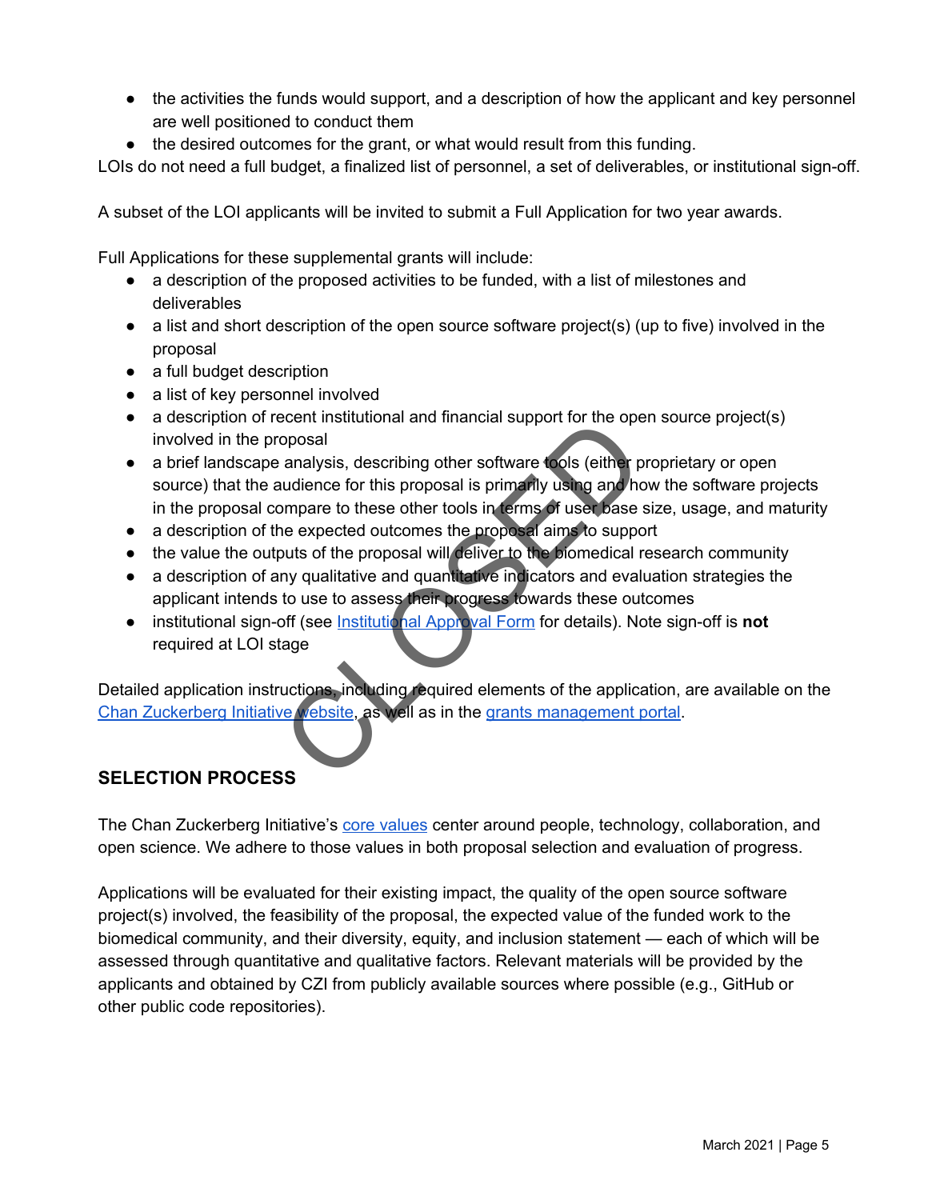- the activities the funds would support, and a description of how the applicant and key personnel are well positioned to conduct them
- the desired outcomes for the grant, or what would result from this funding.

LOIs do not need a full budget, a finalized list of personnel, a set of deliverables, or institutional sign-off.

A subset of the LOI applicants will be invited to submit a Full Application for two year awards.

Full Applications for these supplemental grants will include:

- a description of the proposed activities to be funded, with a list of milestones and deliverables
- a list and short description of the open source software project(s) (up to five) involved in the proposal
- a full budget description
- a list of key personnel involved
- a description of recent institutional and financial support for the open source project(s) involved in the proposal
- a brief landscape analysis, describing other software tools (either proprietary or open source) that the audience for this proposal is primarily using and how the software projects in the proposal compare to these other tools in terms of user base size, usage, and maturity
- a description of the expected outcomes the proposal aims to support
- the value the outputs of the proposal will deliver to the biomedical research community
- a description of any qualitative and quantitative indicators and evaluation strategies the applicant intends to use to assess their progress towards these outcomes
- institutional sign-off (see Institutional Approval Form for details). Note sign-off is **not** required at LOI stage

Detailed application instructions, including required elements of the application, are available on the Chan Zuckerberg Initiative website, as well as in the grants management portal.

## SELECTION PROCESS

The Chan Zuckerberg Initiative's core values center around people, technology, collaboration, and open science. We adhere to those values in both proposal selection and evaluation of progress.

Applications will be evaluated for their existing impact, the quality of the open source software project(s) involved, the feasibility of the proposal, the expected value of the funded work to the biomedical community, and their diversity, equity, and inclusion statement — each of which will be assessed through quantitative and qualitative factors. Relevant materials will be provided by the applicants and obtained by CZI from publicly available sources where possible (e.g., GitHub or other public code repositories).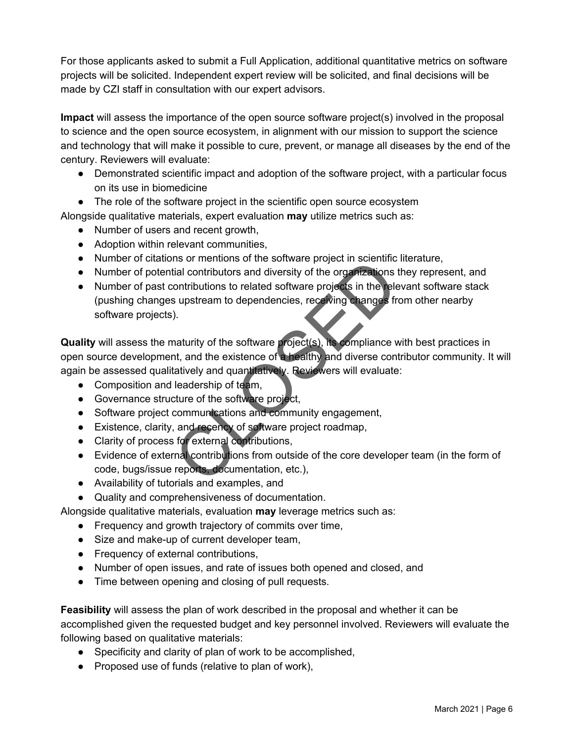For those applicants asked to submit a Full Application, additional quantitative metrics on software projects will be solicited. Independent expert review will be solicited, and final decisions will be made by CZI staff in consultation with our expert advisors.

**Impact** will assess the importance of the open source software project(s) involved in the proposal to science and the open source ecosystem, in alignment with our mission to support the science and technology that will make it possible to cure, prevent, or manage all diseases by the end of the century. Reviewers will evaluate:

- Demonstrated scientific impact and adoption of the software project, with a particular focus on its use in biomedicine
- The role of the software project in the scientific open source ecosystem

Alongside qualitative materials, expert evaluation **may** utilize metrics such as:

- Number of users and recent growth,
- Adoption within relevant communities,
- Number of citations or mentions of the software project in scientific literature,
- Number of potential contributors and diversity of the organizations they represent, and
- Number of past contributions to related software projects in the relevant software stack (pushing changes upstream to dependencies, receiving changes from other nearby software projects).

**Quality** will assess the maturity of the software project(s), its compliance with best practices in open source development, and the existence of a healthy and diverse contributor community. It will again be assessed qualitatively and quantitatively. Reviewers will evaluate:

- Composition and leadership of team,
- Governance structure of the software project,
- Software project communications and community engagement,
- Existence, clarity, and recency of software project roadmap,
- Clarity of process for external contributions,
- Evidence of external contributions from outside of the core developer team (in the form of code, bugs/issue reports, documentation, etc.),
- Availability of tutorials and examples, and
- Quality and comprehensiveness of documentation.

Alongside qualitative materials, evaluation **may** leverage metrics such as:

- Frequency and growth trajectory of commits over time,
- Size and make-up of current developer team,
- Frequency of external contributions,
- Number of open issues, and rate of issues both opened and closed, and
- Time between opening and closing of pull requests.

**Feasibility** will assess the plan of work described in the proposal and whether it can be accomplished given the requested budget and key personnel involved. Reviewers will evaluate the following based on qualitative materials:

- Specificity and clarity of plan of work to be accomplished,
- Proposed use of funds (relative to plan of work),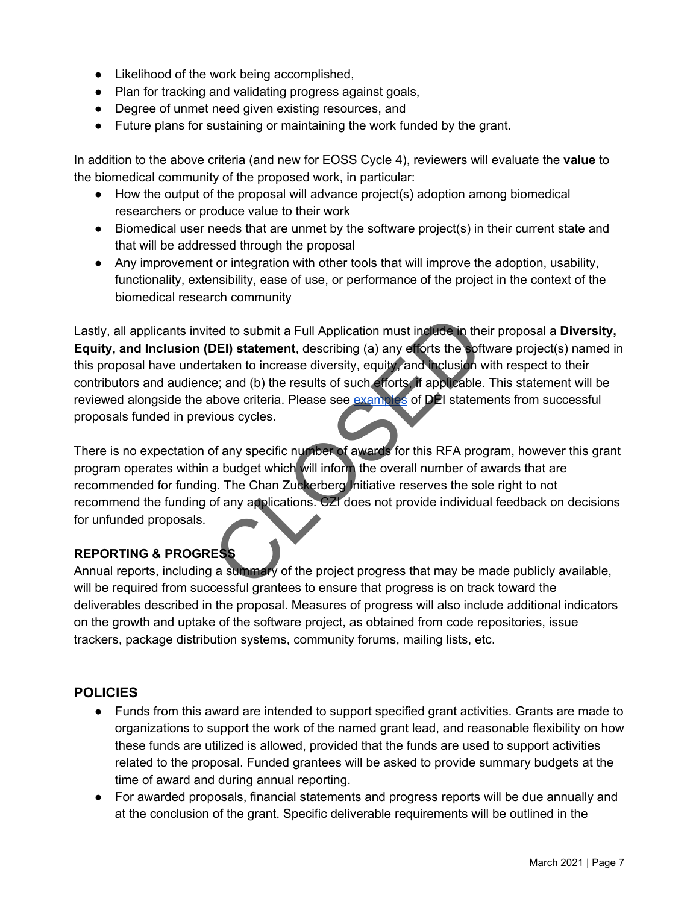- Likelihood of the work being accomplished,
- Plan for tracking and validating progress against goals,
- Degree of unmet need given existing resources, and
- Future plans for sustaining or maintaining the work funded by the grant.

In addition to the above criteria (and new for EOSS Cycle 4), reviewers will evaluate the **value** to the biomedical community of the proposed work, in particular:

- How the output of the proposal will advance project(s) adoption among biomedical researchers or produce value to their work
- Biomedical user needs that are unmet by the software project(s) in their current state and that will be addressed through the proposal
- Any improvement or integration with other tools that will improve the adoption, usability, functionality, extensibility, ease of use, or performance of the project in the context of the biomedical research community

Lastly, all applicants invited to submit a Full Application must include in their proposal a **Diversity, Equity, and Inclusion (DEI) statement**, describing (a) any efforts the software project(s) named in this proposal have undertaken to increase diversity, equity, and inclusion with respect to their contributors and audience; and (b) the results of such efforts, if applicable. This statement will be reviewed alongside the above criteria. Please see examples of DEI statements from successful proposals funded in previous cycles.

There is no expectation of any specific number of awards for this RFA program, however this grant program operates within a budget which will inform the overall number of awards that are recommended for funding. The Chan Zuckerberg Initiative reserves the sole right to not recommend the funding of any applications. CZI does not provide individual feedback on decisions for unfunded proposals.

### REPORTING & PROGRESS

Annual reports, including a summary of the project progress that may be made publicly available, will be required from successful grantees to ensure that progress is on track toward the deliverables described in the proposal. Measures of progress will also include additional indicators on the growth and uptake of the software project, as obtained from code repositories, issue trackers, package distribution systems, community forums, mailing lists, etc.

## POLICIES

- Funds from this award are intended to support specified grant activities. Grants are made to organizations to support the work of the named grant lead, and reasonable flexibility on how these funds are utilized is allowed, provided that the funds are used to support activities related to the proposal. Funded grantees will be asked to provide summary budgets at the time of award and during annual reporting.
- For awarded proposals, financial statements and progress reports will be due annually and at the conclusion of the grant. Specific deliverable requirements will be outlined in the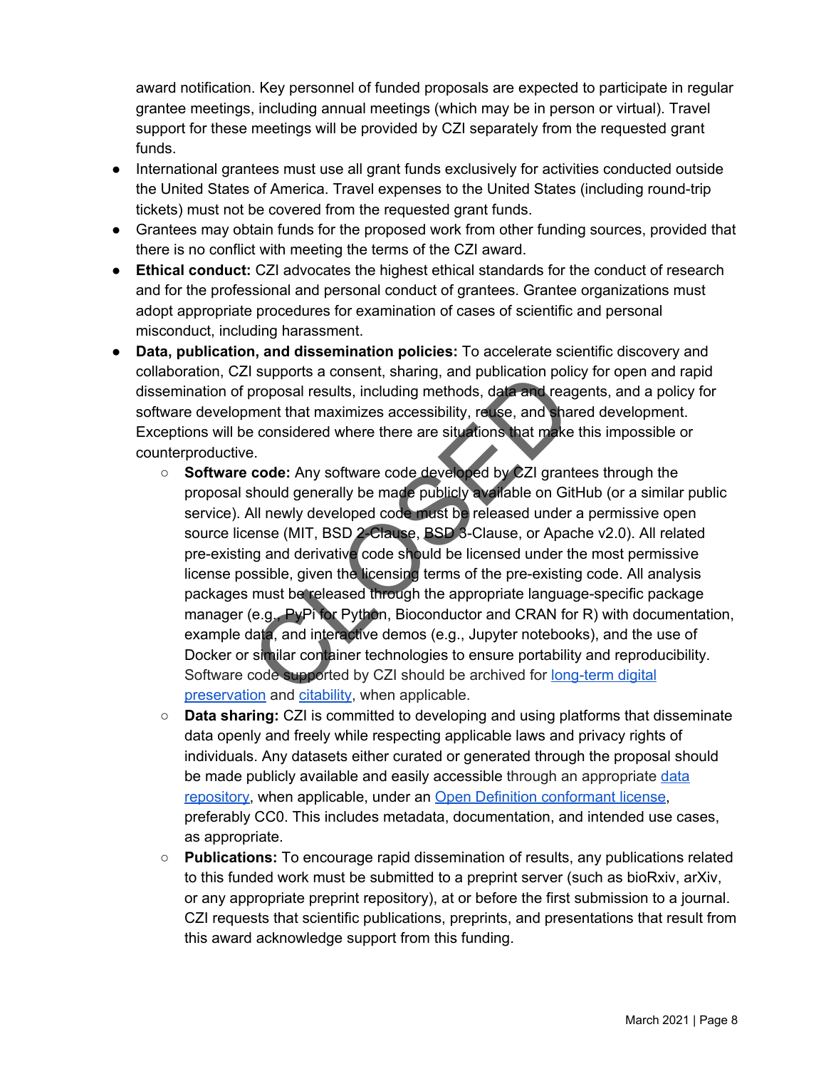award notification. Key personnel of funded proposals are expected to participate in regular grantee meetings, including annual meetings (which may be in person or virtual). Travel support for these meetings will be provided by CZI separately from the requested grant funds.

- International grantees must use all grant funds exclusively for activities conducted outside the United States of America. Travel expenses to the United States (including round-trip tickets) must not be covered from the requested grant funds.
- Grantees may obtain funds for the proposed work from other funding sources, provided that there is no conflict with meeting the terms of the CZI award.
- **Ethical conduct:** CZI advocates the highest ethical standards for the conduct of research and for the professional and personal conduct of grantees. Grantee organizations must adopt appropriate procedures for examination of cases of scientific and personal misconduct, including harassment.
- **Data, publication, and dissemination policies:** To accelerate scientific discovery and collaboration, CZI supports a consent, sharing, and publication policy for open and rapid dissemination of proposal results, including methods, data and reagents, and a policy for software development that maximizes accessibility, reuse, and shared development. Exceptions will be considered where there are situations that make this impossible or counterproductive.
    - **Software code:** Any software code developed by CZI grantees through the proposal should generally be made publicly available on GitHub (or a similar public service). All newly developed code must be released under a permissive open source license (MIT, BSD 2-Clause, BSD 3-Clause, or Apache v2.0). All related pre-existing and derivative code should be licensed under the most permissive license possible, given the licensing terms of the pre-existing code. All analysis packages must be released through the appropriate language-specific package manager (e.g., PyPi for Python, Bioconductor and CRAN for R) with documentation, example data, and interactive demos (e.g., Jupyter notebooks), and the use of Docker or similar container technologies to ensure portability and reproducibility. Software code supported by CZI should be archived for long-term digital preservation and citability, when applicable.
    - **Data sharing:** CZI is committed to developing and using platforms that disseminate data openly and freely while respecting applicable laws and privacy rights of individuals. Any datasets either curated or generated through the proposal should be made publicly available and easily accessible through an appropriate data repository, when applicable, under an Open Definition conformant license, preferably CC0. This includes metadata, documentation, and intended use cases, as appropriate.
    - **Publications:** To encourage rapid dissemination of results, any publications related to this funded work must be submitted to a preprint server (such as bioRxiv, arXiv, or any appropriate preprint repository), at or before the first submission to a journal. CZI requests that scientific publications, preprints, and presentations that result from this award acknowledge support from this funding.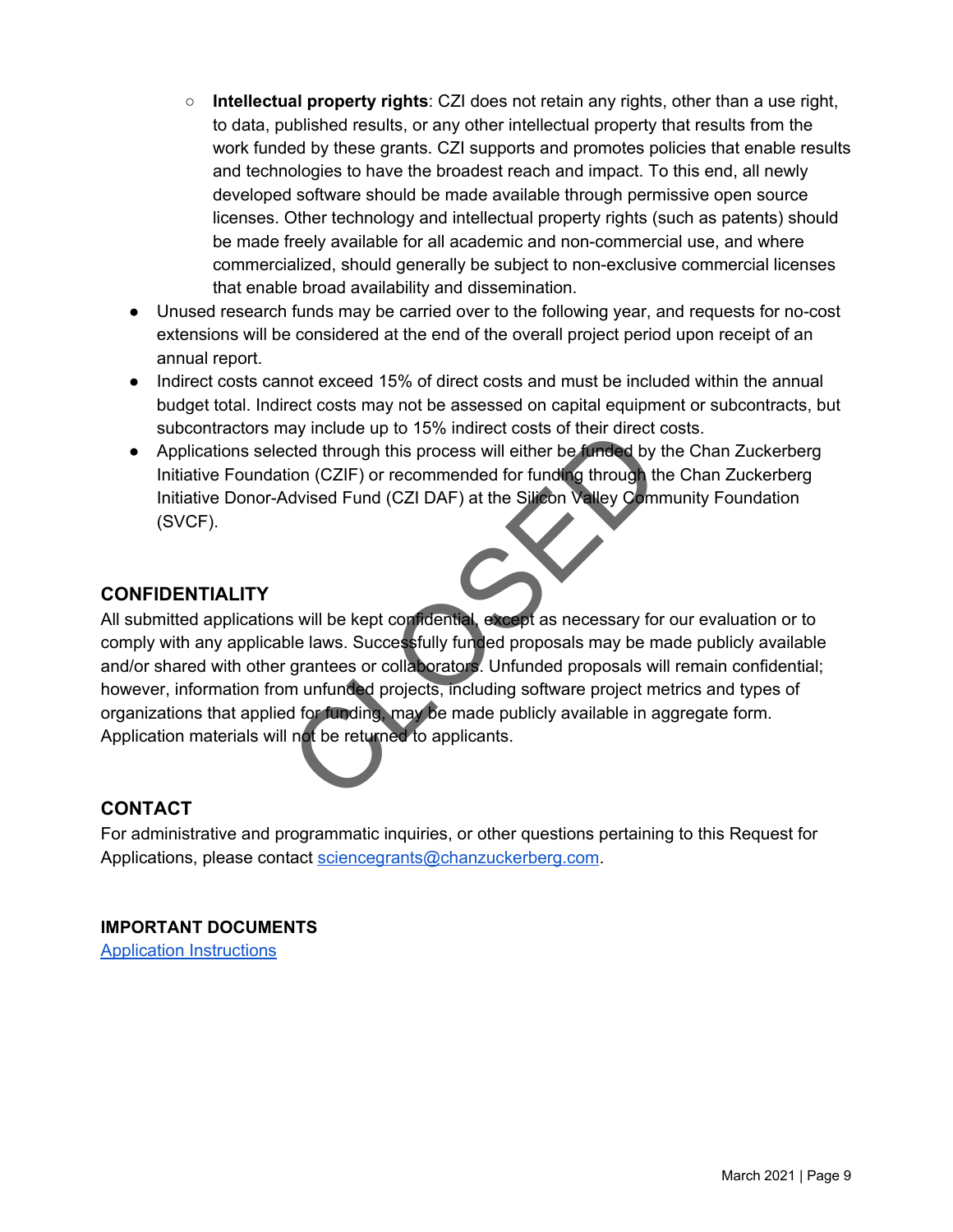- **Intellectual property rights**: CZI does not retain any rights, other than a use right, to data, published results, or any other intellectual property that results from the work funded by these grants. CZI supports and promotes policies that enable results and technologies to have the broadest reach and impact. To this end, all newly developed software should be made available through permissive open source licenses. Other technology and intellectual property rights (such as patents) should be made freely available for all academic and non-commercial use, and where commercialized, should generally be subject to non-exclusive commercial licenses that enable broad availability and dissemination.
- Unused research funds may be carried over to the following year, and requests for no-cost extensions will be considered at the end of the overall project period upon receipt of an annual report.
- Indirect costs cannot exceed 15% of direct costs and must be included within the annual budget total. Indirect costs may not be assessed on capital equipment or subcontracts, but subcontractors may include up to 15% indirect costs of their direct costs.
- Applications selected through this process will either be funded by the Chan Zuckerberg Initiative Foundation (CZIF) or recommended for funding through the Chan Zuckerberg Initiative Donor-Advised Fund (CZI DAF) at the Silicon Valley Community Foundation (SVCF).

## CONFIDENTIALITY

All submitted applications will be kept confidential, except as necessary for our evaluation or to comply with any applicable laws. Successfully funded proposals may be made publicly available and/or shared with other grantees or collaborators. Unfunded proposals will remain confidential; however, information from unfunded projects, including software project metrics and types of organizations that applied for funding, may be made publicly available in aggregate form. Application materials will not be returned to applicants.

## CONTACT

For administrative and programmatic inquiries, or other questions pertaining to this Request for Applications, please contact sciencegrants@chanzuckerberg.com.

### IMPORTANT DOCUMENTS

Application Instructions

CLOSED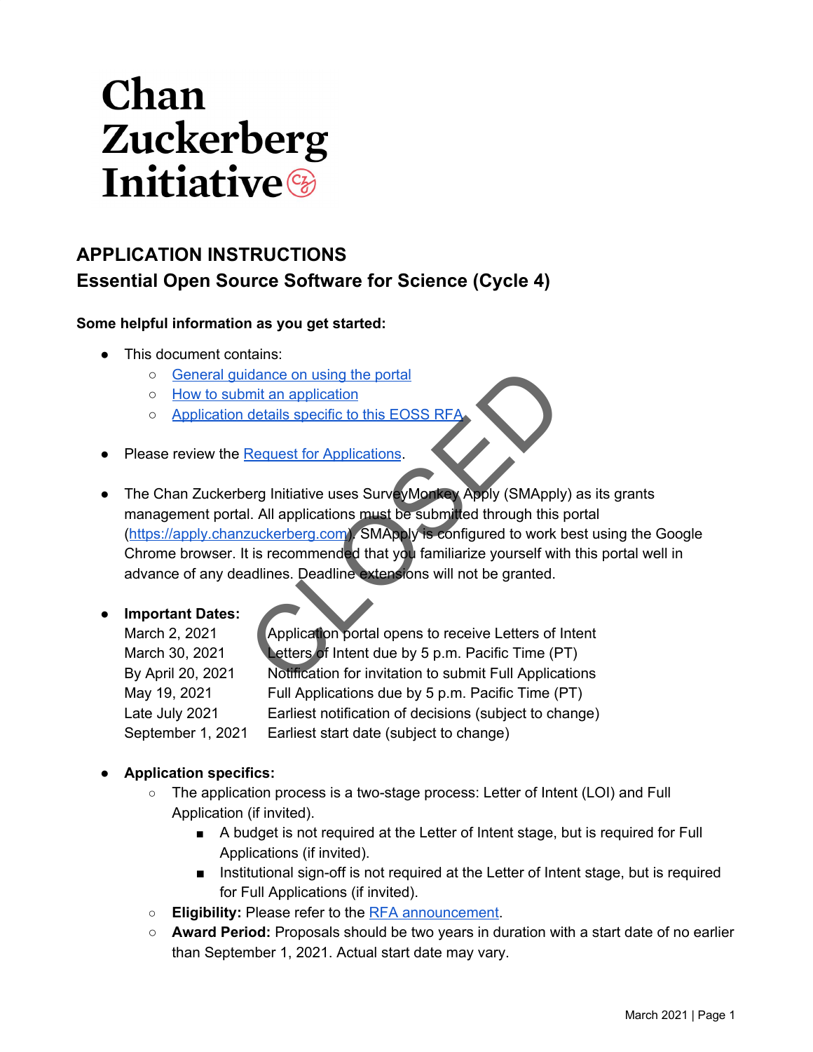# Chan Zuckerberg Initiative

## APPLICATION INSTRUCTIONS
## Essential Open Source Software for Science (Cycle 4)

**Some helpful information as you get started:**

- This document contains:
  - General guidance on using the portal
  - How to submit an application
  - Application details specific to this EOSS RFA
- Please review the Request for Applications.
- The Chan Zuckerberg Initiative uses SurveyMonkey Apply (SMApply) as its grants management portal. All applications must be submitted through this portal (https://apply.chanzuckerberg.com). SMApply is configured to work best using the Google Chrome browser. It is recommended that you familiarize yourself with this portal well in advance of any deadlines. Deadline extensions will not be granted.
- **Important Dates:**

| | |
|---|---|
| March 2, 2021 | Application portal opens to receive Letters of Intent |
| March 30, 2021 | Letters of Intent due by 5 p.m. Pacific Time (PT) |
| By April 20, 2021 | Notification for invitation to submit Full Applications |
| May 19, 2021 | Full Applications due by 5 p.m. Pacific Time (PT) |
| Late July 2021 | Earliest notification of decisions (subject to change) |
| September 1, 2021 | Earliest start date (subject to change) |

- **Application specifics:**
  - The application process is a two-stage process: Letter of Intent (LOI) and Full Application (if invited).
    - A budget is not required at the Letter of Intent stage, but is required for Full Applications (if invited).
    - Institutional sign-off is not required at the Letter of Intent stage, but is required for Full Applications (if invited).
  - **Eligibility:** Please refer to the RFA announcement.
  - **Award Period:** Proposals should be two years in duration with a start date of no earlier than September 1, 2021. Actual start date may vary.

CLOSED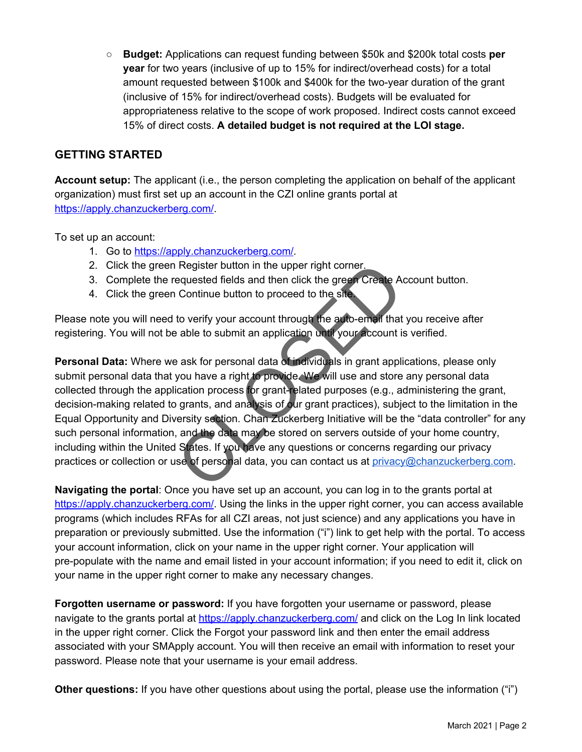- **Budget:** Applications can request funding between \$50k and \$200k total costs **per year** for two years (inclusive of up to 15% for indirect/overhead costs) for a total amount requested between \$100k and \$400k for the two-year duration of the grant (inclusive of 15% for indirect/overhead costs). Budgets will be evaluated for appropriateness relative to the scope of work proposed. Indirect costs cannot exceed 15% of direct costs. **A detailed budget is not required at the LOI stage.**

## GETTING STARTED

**Account setup:** The applicant (i.e., the person completing the application on behalf of the applicant organization) must first set up an account in the CZI online grants portal at https://apply.chanzuckerberg.com/.

To set up an account:

1. Go to https://apply.chanzuckerberg.com/.
2. Click the green Register button in the upper right corner.
3. Complete the requested fields and then click the green Create Account button.
4. Click the green Continue button to proceed to the site.

Please note you will need to verify your account through the auto-email that you receive after registering. You will not be able to submit an application until your account is verified.

**Personal Data:** Where we ask for personal data of individuals in grant applications, please only submit personal data that you have a right to provide. We will use and store any personal data collected through the application process for grant-related purposes (e.g., administering the grant, decision-making related to grants, and analysis of our grant practices), subject to the limitation in the Equal Opportunity and Diversity section. Chan Zuckerberg Initiative will be the "data controller" for any such personal information, and the data may be stored on servers outside of your home country, including within the United States. If you have any questions or concerns regarding our privacy practices or collection or use of personal data, you can contact us at privacy@chanzuckerberg.com.

**Navigating the portal**: Once you have set up an account, you can log in to the grants portal at https://apply.chanzuckerberg.com/. Using the links in the upper right corner, you can access available programs (which includes RFAs for all CZI areas, not just science) and any applications you have in preparation or previously submitted. Use the information ("i") link to get help with the portal. To access your account information, click on your name in the upper right corner. Your application will pre-populate with the name and email listed in your account information; if you need to edit it, click on your name in the upper right corner to make any necessary changes.

**Forgotten username or password:** If you have forgotten your username or password, please navigate to the grants portal at https://apply.chanzuckerberg.com/ and click on the Log In link located in the upper right corner. Click the Forgot your password link and then enter the email address associated with your SMApply account. You will then receive an email with information to reset your password. Please note that your username is your email address.

**Other questions:** If you have other questions about using the portal, please use the information ("i")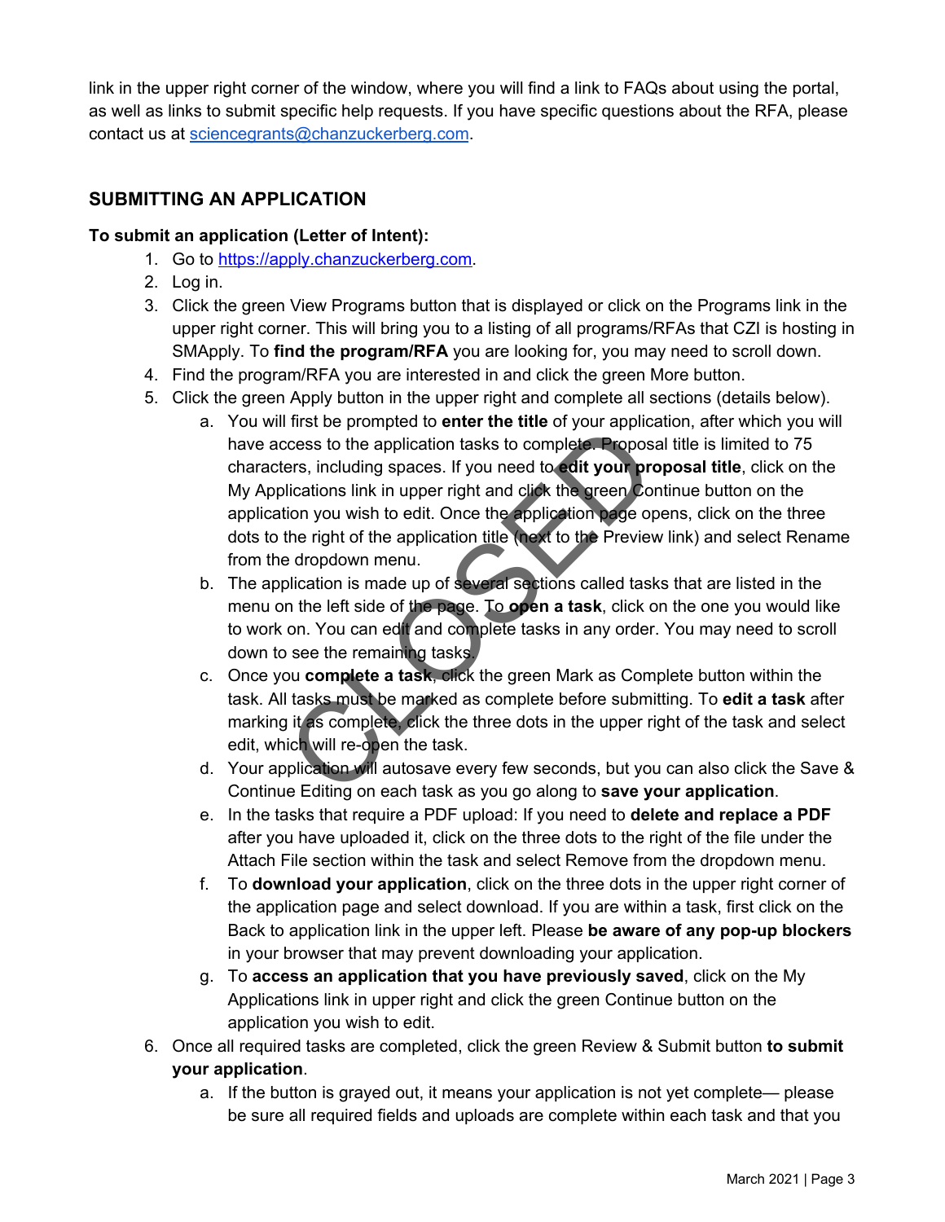link in the upper right corner of the window, where you will find a link to FAQs about using the portal, as well as links to submit specific help requests. If you have specific questions about the RFA, please contact us at [sciencegrants@chanzuckerberg.com](mailto:sciencegrants@chanzuckerberg.com).

## SUBMITTING AN APPLICATION

**To submit an application (Letter of Intent):**

1. Go to [https://apply.chanzuckerberg.com](https://apply.chanzuckerberg.com).
2. Log in.
3. Click the green View Programs button that is displayed or click on the Programs link in the upper right corner. This will bring you to a listing of all programs/RFAs that CZI is hosting in SMApply. To **find the program/RFA** you are looking for, you may need to scroll down.
4. Find the program/RFA you are interested in and click the green More button.
5. Click the green Apply button in the upper right and complete all sections (details below).
    a. You will first be prompted to **enter the title** of your application, after which you will have access to the application tasks to complete. Proposal title is limited to 75 characters, including spaces. If you need to **edit your proposal title**, click on the My Applications link in upper right and click the green Continue button on the application you wish to edit. Once the application page opens, click on the three dots to the right of the application title (next to the Preview link) and select Rename from the dropdown menu.
    b. The application is made up of several sections called tasks that are listed in the menu on the left side of the page. To **open a task**, click on the one you would like to work on. You can edit and complete tasks in any order. You may need to scroll down to see the remaining tasks.
    c. Once you **complete a task**, click the green Mark as Complete button within the task. All tasks must be marked as complete before submitting. To **edit a task** after marking it as complete, click the three dots in the upper right of the task and select edit, which will re-open the task.
    d. Your application will autosave every few seconds, but you can also click the Save & Continue Editing on each task as you go along to **save your application**.
    e. In the tasks that require a PDF upload: If you need to **delete and replace a PDF** after you have uploaded it, click on the three dots to the right of the file under the Attach File section within the task and select Remove from the dropdown menu.
    f. To **download your application**, click on the three dots in the upper right corner of the application page and select download. If you are within a task, first click on the Back to application link in the upper left. Please **be aware of any pop-up blockers** in your browser that may prevent downloading your application.
    g. To **access an application that you have previously saved**, click on the My Applications link in upper right and click the green Continue button on the application you wish to edit.
6. Once all required tasks are completed, click the green Review & Submit button **to submit your application**.
    a. If the button is grayed out, it means your application is not yet complete— please be sure all required fields and uploads are complete within each task and that you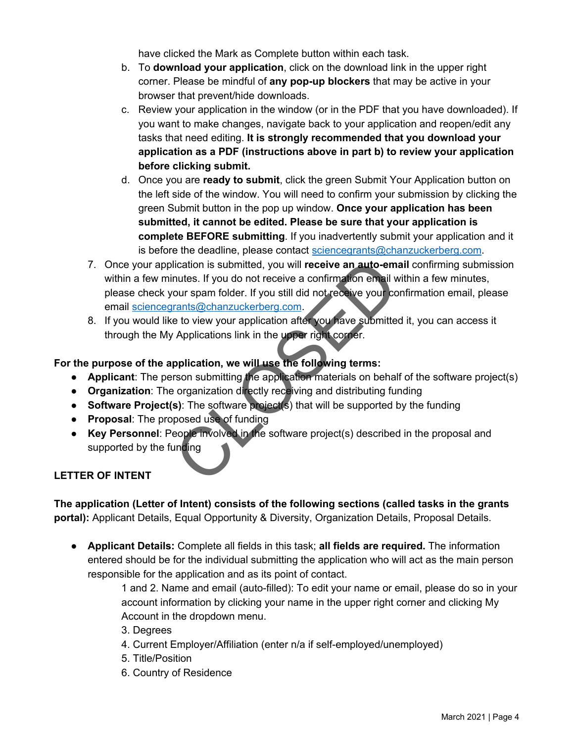have clicked the Mark as Complete button within each task.

   b. To **download your application**, click on the download link in the upper right corner. Please be mindful of **any pop-up blockers** that may be active in your browser that prevent/hide downloads.
   c. Review your application in the window (or in the PDF that you have downloaded). If you want to make changes, navigate back to your application and reopen/edit any tasks that need editing. **It is strongly recommended that you download your application as a PDF (instructions above in part b) to review your application before clicking submit.**
   d. Once you are **ready to submit**, click the green Submit Your Application button on the left side of the window. You will need to confirm your submission by clicking the green Submit button in the pop up window. **Once your application has been submitted, it cannot be edited. Please be sure that your application is complete BEFORE submitting**. If you inadvertently submit your application and it is before the deadline, please contact sciencegrants@chanzuckerberg.com.

7. Once your application is submitted, you will **receive an auto-email** confirming submission within a few minutes. If you do not receive a confirmation email within a few minutes, please check your spam folder. If you still did not receive your confirmation email, please email sciencegrants@chanzuckerberg.com.
8. If you would like to view your application after you have submitted it, you can access it through the My Applications link in the upper right corner.

**For the purpose of the application, we will use the following terms:**

- **Applicant**: The person submitting the application materials on behalf of the software project(s)
- **Organization**: The organization directly receiving and distributing funding
- **Software Project(s)**: The software project(s) that will be supported by the funding
- **Proposal**: The proposed use of funding
- **Key Personnel**: People involved in the software project(s) described in the proposal and supported by the funding

**LETTER OF INTENT**

**The application (Letter of Intent) consists of the following sections (called tasks in the grants portal):** Applicant Details, Equal Opportunity & Diversity, Organization Details, Proposal Details.

- **Applicant Details:** Complete all fields in this task; **all fields are required.** The information entered should be for the individual submitting the application who will act as the main person responsible for the application and as its point of contact.

  1 and 2. Name and email (auto-filled): To edit your name or email, please do so in your account information by clicking your name in the upper right corner and clicking My Account in the dropdown menu.

  3. Degrees
  4. Current Employer/Affiliation (enter n/a if self-employed/unemployed)
  5. Title/Position
  6. Country of Residence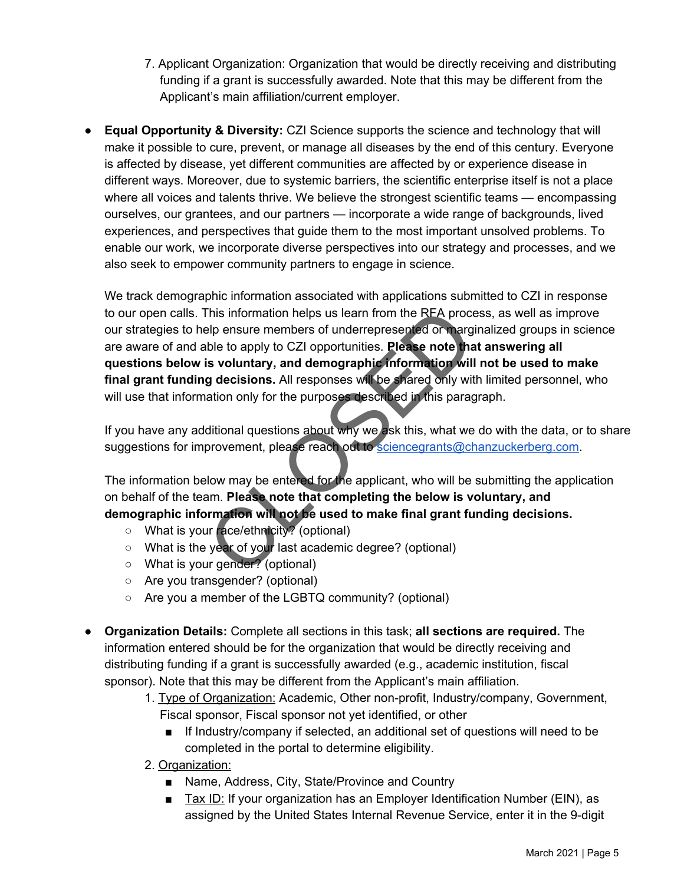7. Applicant Organization: Organization that would be directly receiving and distributing funding if a grant is successfully awarded. Note that this may be different from the Applicant's main affiliation/current employer.

- **Equal Opportunity & Diversity:** CZI Science supports the science and technology that will make it possible to cure, prevent, or manage all diseases by the end of this century. Everyone is affected by disease, yet different communities are affected by or experience disease in different ways. Moreover, due to systemic barriers, the scientific enterprise itself is not a place where all voices and talents thrive. We believe the strongest scientific teams — encompassing ourselves, our grantees, and our partners — incorporate a wide range of backgrounds, lived experiences, and perspectives that guide them to the most important unsolved problems. To enable our work, we incorporate diverse perspectives into our strategy and processes, and we also seek to empower community partners to engage in science.

  We track demographic information associated with applications submitted to CZI in response to our open calls. This information helps us learn from the RFA process, as well as improve our strategies to help ensure members of underrepresented or marginalized groups in science are aware of and able to apply to CZI opportunities. **Please note that answering all questions below is voluntary, and demographic information will not be used to make final grant funding decisions.** All responses will be shared only with limited personnel, who will use that information only for the purposes described in this paragraph.

  If you have any additional questions about why we ask this, what we do with the data, or to share suggestions for improvement, please reach out to [sciencegrants@chanzuckerberg.com](mailto:sciencegrants@chanzuckerberg.com).

  The information below may be entered for the applicant, who will be submitting the application on behalf of the team. **Please note that completing the below is voluntary, and demographic information will not be used to make final grant funding decisions.**
  - What is your race/ethnicity? (optional)
  - What is the year of your last academic degree? (optional)
  - What is your gender? (optional)
  - Are you transgender? (optional)
  - Are you a member of the LGBTQ community? (optional)

- **Organization Details:** Complete all sections in this task; **all sections are required.** The information entered should be for the organization that would be directly receiving and distributing funding if a grant is successfully awarded (e.g., academic institution, fiscal sponsor). Note that this may be different from the Applicant's main affiliation.
  1. Type of Organization: Academic, Other non-profit, Industry/company, Government, Fiscal sponsor, Fiscal sponsor not yet identified, or other
     - If Industry/company if selected, an additional set of questions will need to be completed in the portal to determine eligibility.
  2. Organization:
     - Name, Address, City, State/Province and Country
     - Tax ID: If your organization has an Employer Identification Number (EIN), as assigned by the United States Internal Revenue Service, enter it in the 9-digit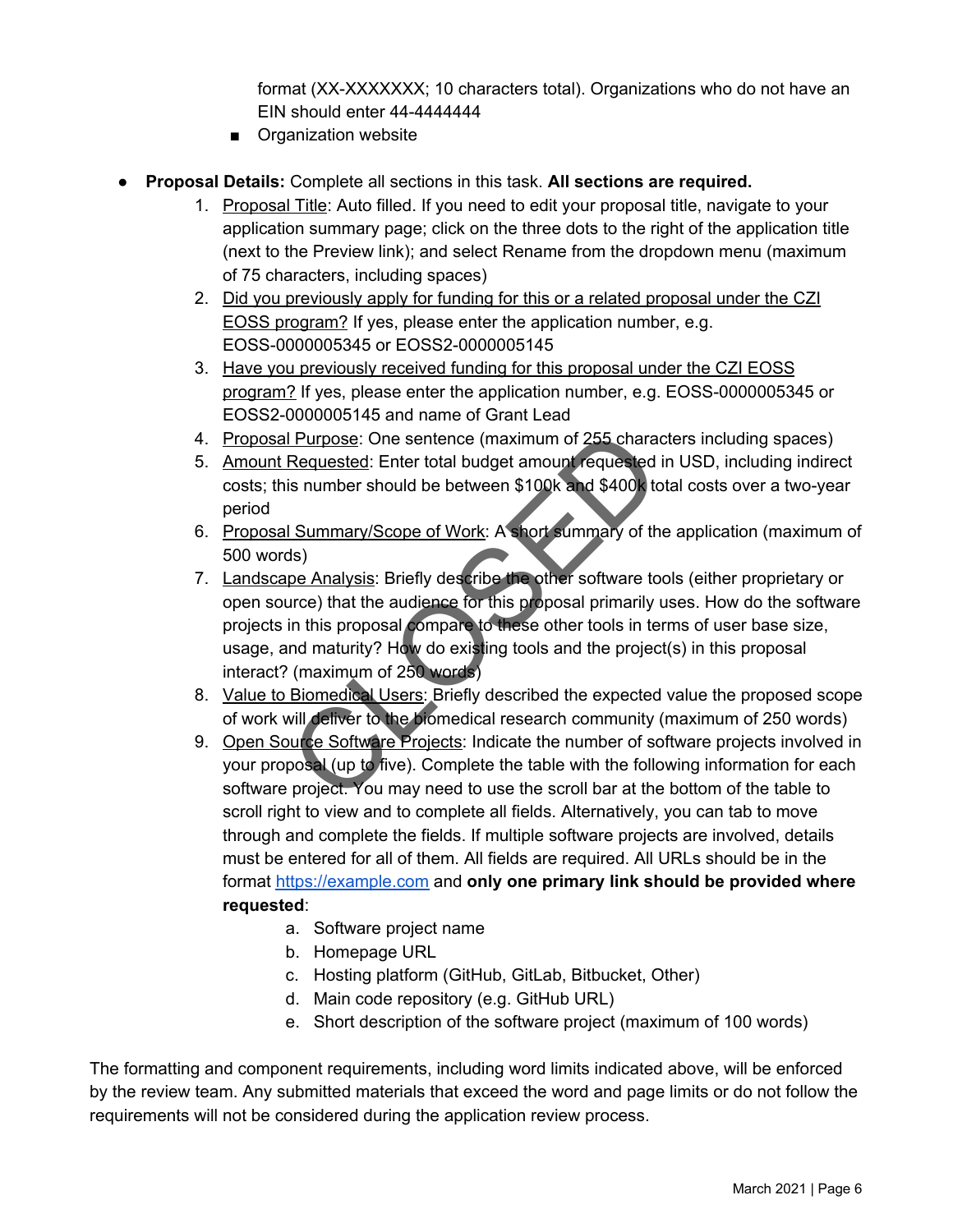format (XX-XXXXXXX; 10 characters total). Organizations who do not have an EIN should enter 44-4444444

- Organization website

- **Proposal Details:** Complete all sections in this task. **All sections are required.**
  1. Proposal Title: Auto filled. If you need to edit your proposal title, navigate to your application summary page; click on the three dots to the right of the application title (next to the Preview link); and select Rename from the dropdown menu (maximum of 75 characters, including spaces)
  2. Did you previously apply for funding for this or a related proposal under the CZI EOSS program? If yes, please enter the application number, e.g. EOSS-0000005345 or EOSS2-0000005145
  3. Have you previously received funding for this proposal under the CZI EOSS program? If yes, please enter the application number, e.g. EOSS-0000005345 or EOSS2-0000005145 and name of Grant Lead
  4. Proposal Purpose: One sentence (maximum of 255 characters including spaces)
  5. Amount Requested: Enter total budget amount requested in USD, including indirect costs; this number should be between $100k and $400k total costs over a two-year period
  6. Proposal Summary/Scope of Work: A short summary of the application (maximum of 500 words)
  7. Landscape Analysis: Briefly describe the other software tools (either proprietary or open source) that the audience for this proposal primarily uses. How do the software projects in this proposal compare to these other tools in terms of user base size, usage, and maturity? How do existing tools and the project(s) in this proposal interact? (maximum of 250 words)
  8. Value to Biomedical Users: Briefly described the expected value the proposed scope of work will deliver to the biomedical research community (maximum of 250 words)
  9. Open Source Software Projects: Indicate the number of software projects involved in your proposal (up to five). Complete the table with the following information for each software project. You may need to use the scroll bar at the bottom of the table to scroll right to view and to complete all fields. Alternatively, you can tab to move through and complete the fields. If multiple software projects are involved, details must be entered for all of them. All fields are required. All URLs should be in the format https://example.com and **only one primary link should be provided where requested**:
     a. Software project name
     b. Homepage URL
     c. Hosting platform (GitHub, GitLab, Bitbucket, Other)
     d. Main code repository (e.g. GitHub URL)
     e. Short description of the software project (maximum of 100 words)

The formatting and component requirements, including word limits indicated above, will be enforced by the review team. Any submitted materials that exceed the word and page limits or do not follow the requirements will not be considered during the application review process.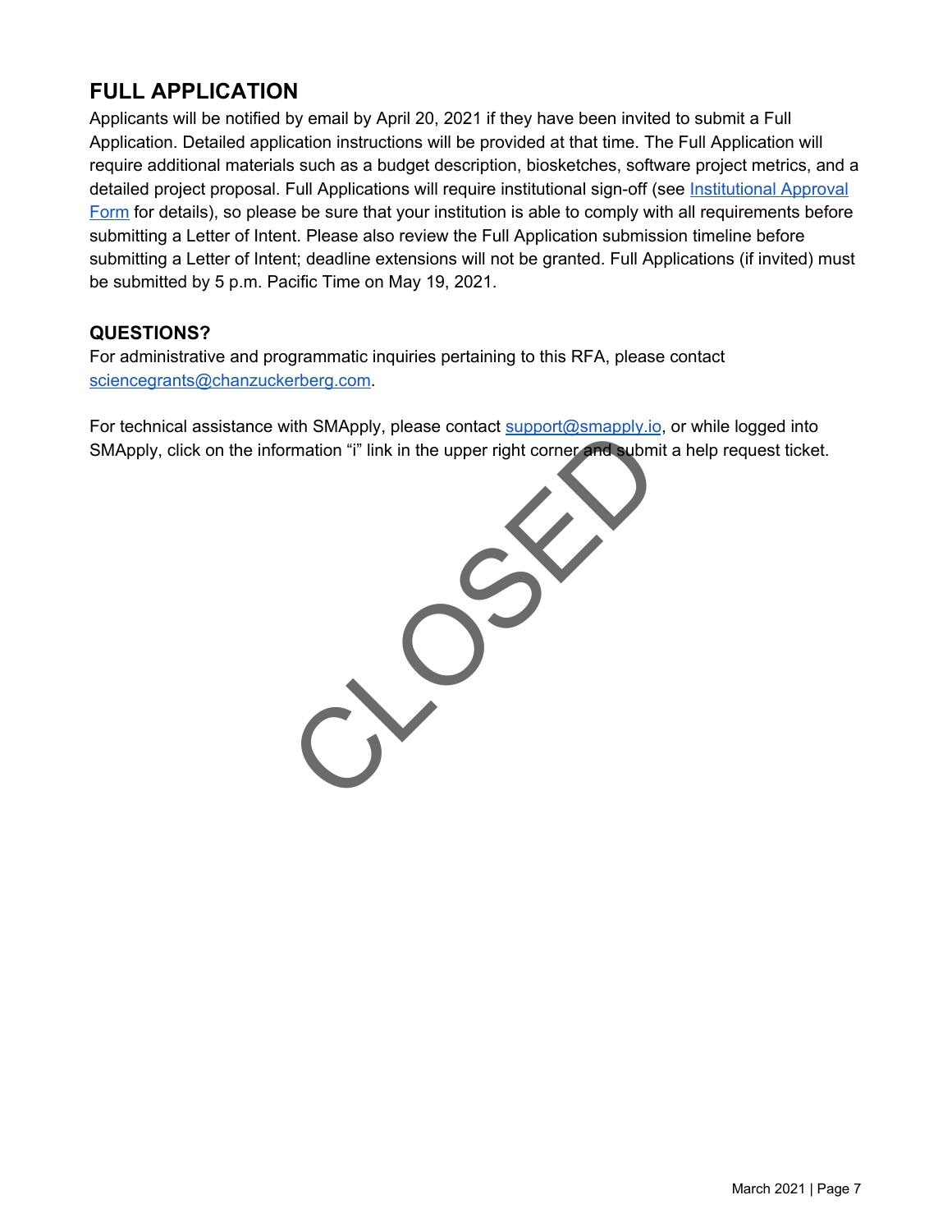## FULL APPLICATION

Applicants will be notified by email by April 20, 2021 if they have been invited to submit a Full Application. Detailed application instructions will be provided at that time. The Full Application will require additional materials such as a budget description, biosketches, software project metrics, and a detailed project proposal. Full Applications will require institutional sign-off (see Institutional Approval Form for details), so please be sure that your institution is able to comply with all requirements before submitting a Letter of Intent. Please also review the Full Application submission timeline before submitting a Letter of Intent; deadline extensions will not be granted. Full Applications (if invited) must be submitted by 5 p.m. Pacific Time on May 19, 2021.

### QUESTIONS?

For administrative and programmatic inquiries pertaining to this RFA, please contact sciencegrants@chanzuckerberg.com.

For technical assistance with SMApply, please contact support@smapply.io, or while logged into SMApply, click on the information "i" link in the upper right corner and submit a help request ticket.

CLOSED